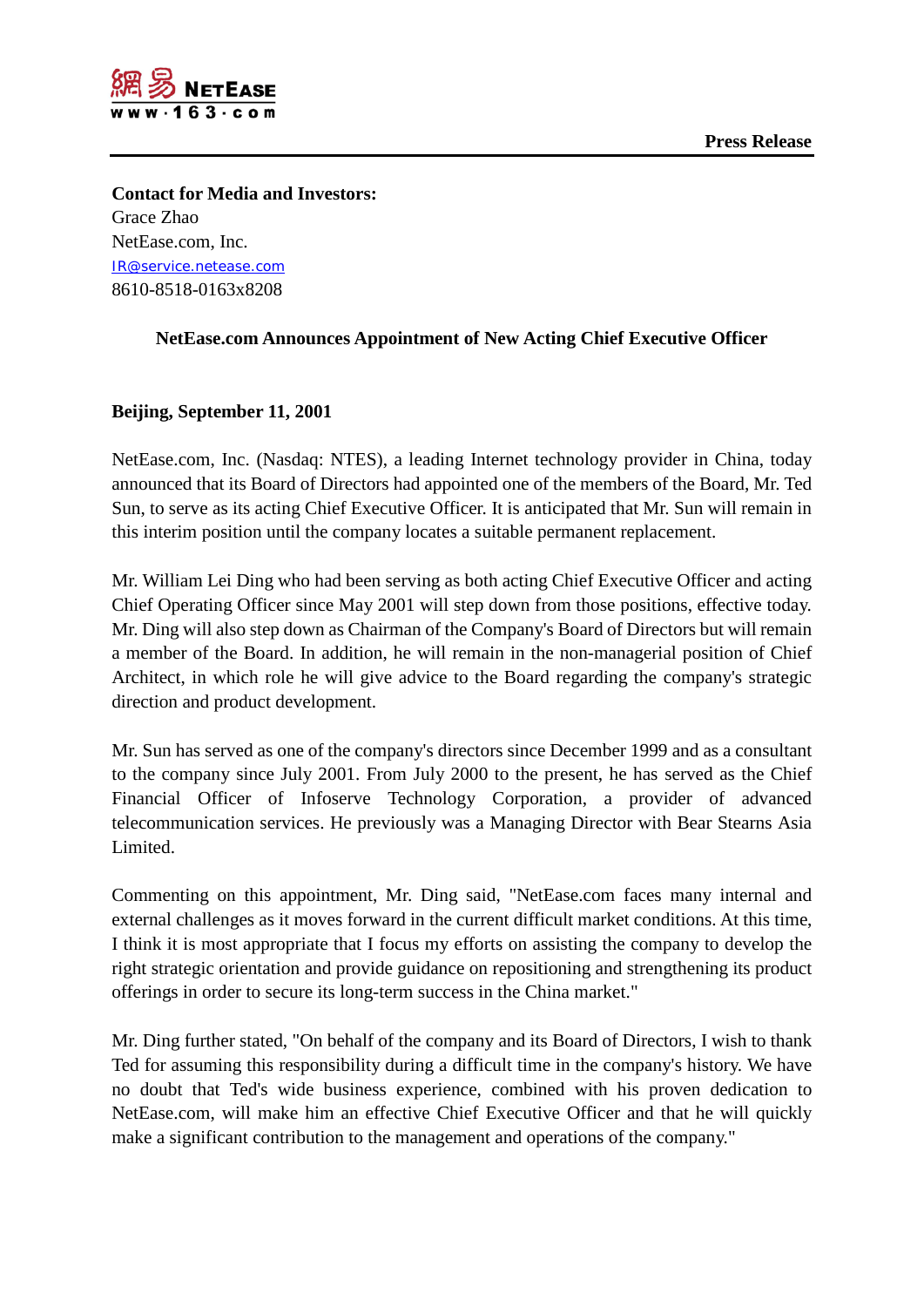網易 NETEASE
www·163·com

**Press Release**

**Contact for Media and Investors:**
Grace Zhao
NetEase.com, Inc.
IR@service.netease.com
8610-8518-0163x8208

**NetEase.com Announces Appointment of New Acting Chief Executive Officer**

**Beijing, September 11, 2001**

NetEase.com, Inc. (Nasdaq: NTES), a leading Internet technology provider in China, today announced that its Board of Directors had appointed one of the members of the Board, Mr. Ted Sun, to serve as its acting Chief Executive Officer. It is anticipated that Mr. Sun will remain in this interim position until the company locates a suitable permanent replacement.

Mr. William Lei Ding who had been serving as both acting Chief Executive Officer and acting Chief Operating Officer since May 2001 will step down from those positions, effective today. Mr. Ding will also step down as Chairman of the Company's Board of Directors but will remain a member of the Board. In addition, he will remain in the non-managerial position of Chief Architect, in which role he will give advice to the Board regarding the company's strategic direction and product development.

Mr. Sun has served as one of the company's directors since December 1999 and as a consultant to the company since July 2001. From July 2000 to the present, he has served as the Chief Financial Officer of Infoserve Technology Corporation, a provider of advanced telecommunication services. He previously was a Managing Director with Bear Stearns Asia Limited.

Commenting on this appointment, Mr. Ding said, "NetEase.com faces many internal and external challenges as it moves forward in the current difficult market conditions. At this time, I think it is most appropriate that I focus my efforts on assisting the company to develop the right strategic orientation and provide guidance on repositioning and strengthening its product offerings in order to secure its long-term success in the China market."

Mr. Ding further stated, "On behalf of the company and its Board of Directors, I wish to thank Ted for assuming this responsibility during a difficult time in the company's history. We have no doubt that Ted's wide business experience, combined with his proven dedication to NetEase.com, will make him an effective Chief Executive Officer and that he will quickly make a significant contribution to the management and operations of the company."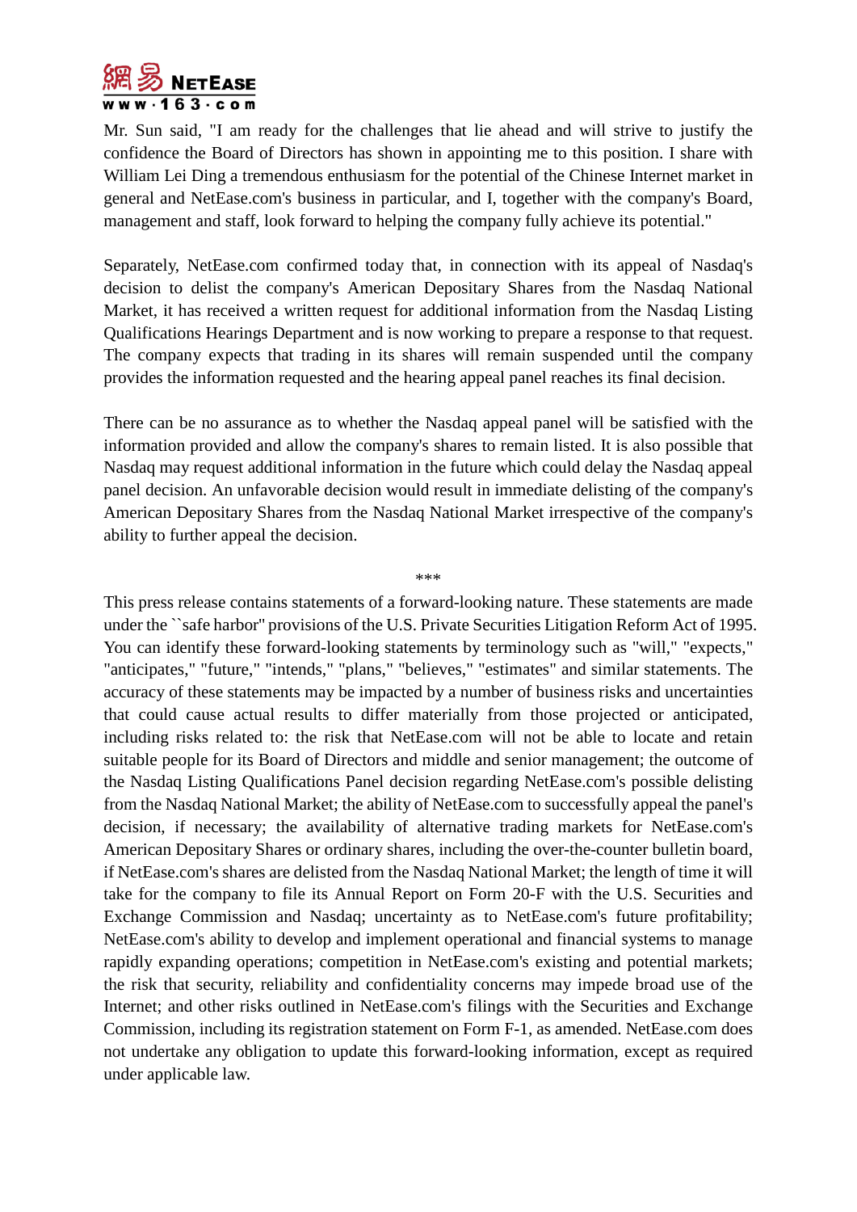Mr. Sun said, "I am ready for the challenges that lie ahead and will strive to justify the confidence the Board of Directors has shown in appointing me to this position. I share with William Lei Ding a tremendous enthusiasm for the potential of the Chinese Internet market in general and NetEase.com's business in particular, and I, together with the company's Board, management and staff, look forward to helping the company fully achieve its potential."

Separately, NetEase.com confirmed today that, in connection with its appeal of Nasdaq's decision to delist the company's American Depositary Shares from the Nasdaq National Market, it has received a written request for additional information from the Nasdaq Listing Qualifications Hearings Department and is now working to prepare a response to that request. The company expects that trading in its shares will remain suspended until the company provides the information requested and the hearing appeal panel reaches its final decision.

There can be no assurance as to whether the Nasdaq appeal panel will be satisfied with the information provided and allow the company's shares to remain listed. It is also possible that Nasdaq may request additional information in the future which could delay the Nasdaq appeal panel decision. An unfavorable decision would result in immediate delisting of the company's American Depositary Shares from the Nasdaq National Market irrespective of the company's ability to further appeal the decision.

***

This press release contains statements of a forward-looking nature. These statements are made under the ``safe harbor'' provisions of the U.S. Private Securities Litigation Reform Act of 1995. You can identify these forward-looking statements by terminology such as "will," "expects," "anticipates," "future," "intends," "plans," "believes," "estimates" and similar statements. The accuracy of these statements may be impacted by a number of business risks and uncertainties that could cause actual results to differ materially from those projected or anticipated, including risks related to: the risk that NetEase.com will not be able to locate and retain suitable people for its Board of Directors and middle and senior management; the outcome of the Nasdaq Listing Qualifications Panel decision regarding NetEase.com's possible delisting from the Nasdaq National Market; the ability of NetEase.com to successfully appeal the panel's decision, if necessary; the availability of alternative trading markets for NetEase.com's American Depositary Shares or ordinary shares, including the over-the-counter bulletin board, if NetEase.com's shares are delisted from the Nasdaq National Market; the length of time it will take for the company to file its Annual Report on Form 20-F with the U.S. Securities and Exchange Commission and Nasdaq; uncertainty as to NetEase.com's future profitability; NetEase.com's ability to develop and implement operational and financial systems to manage rapidly expanding operations; competition in NetEase.com's existing and potential markets; the risk that security, reliability and confidentiality concerns may impede broad use of the Internet; and other risks outlined in NetEase.com's filings with the Securities and Exchange Commission, including its registration statement on Form F-1, as amended. NetEase.com does not undertake any obligation to update this forward-looking information, except as required under applicable law.